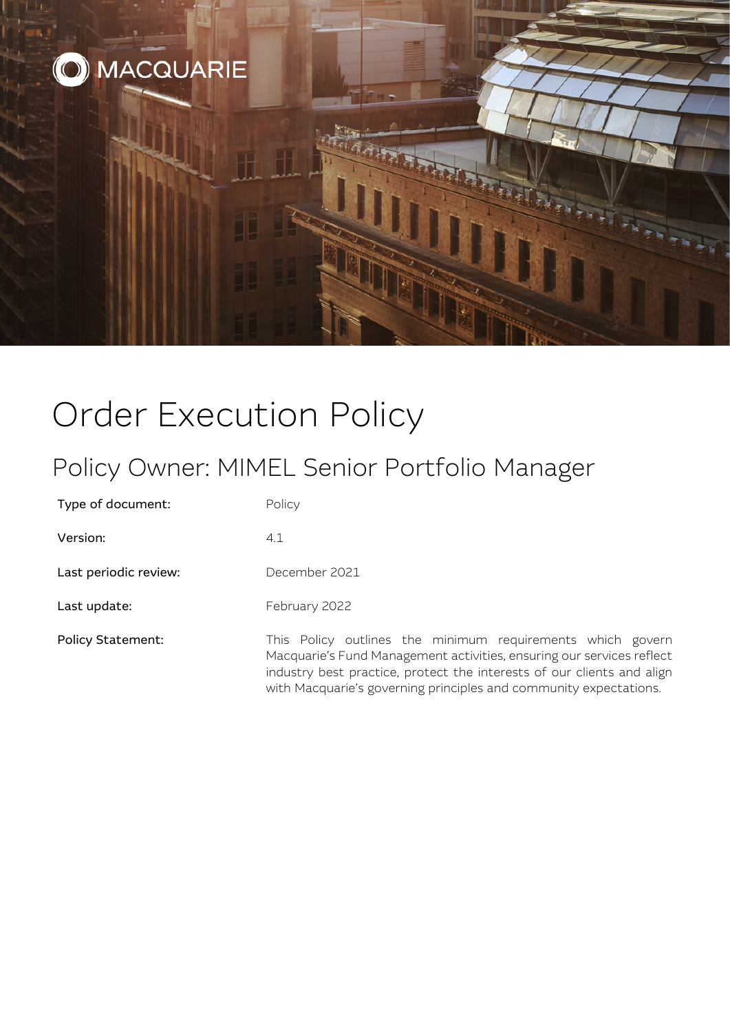MACQUARIE

# Order Execution Policy

## Policy Owner: MIMEL Senior Portfolio Manager

| | |
|---|---|
| Type of document: | Policy |
| Version: | 4.1 |
| Last periodic review: | December 2021 |
| Last update: | February 2022 |
| Policy Statement: | This Policy outlines the minimum requirements which govern Macquarie's Fund Management activities, ensuring our services reflect industry best practice, protect the interests of our clients and align with Macquarie's governing principles and community expectations. |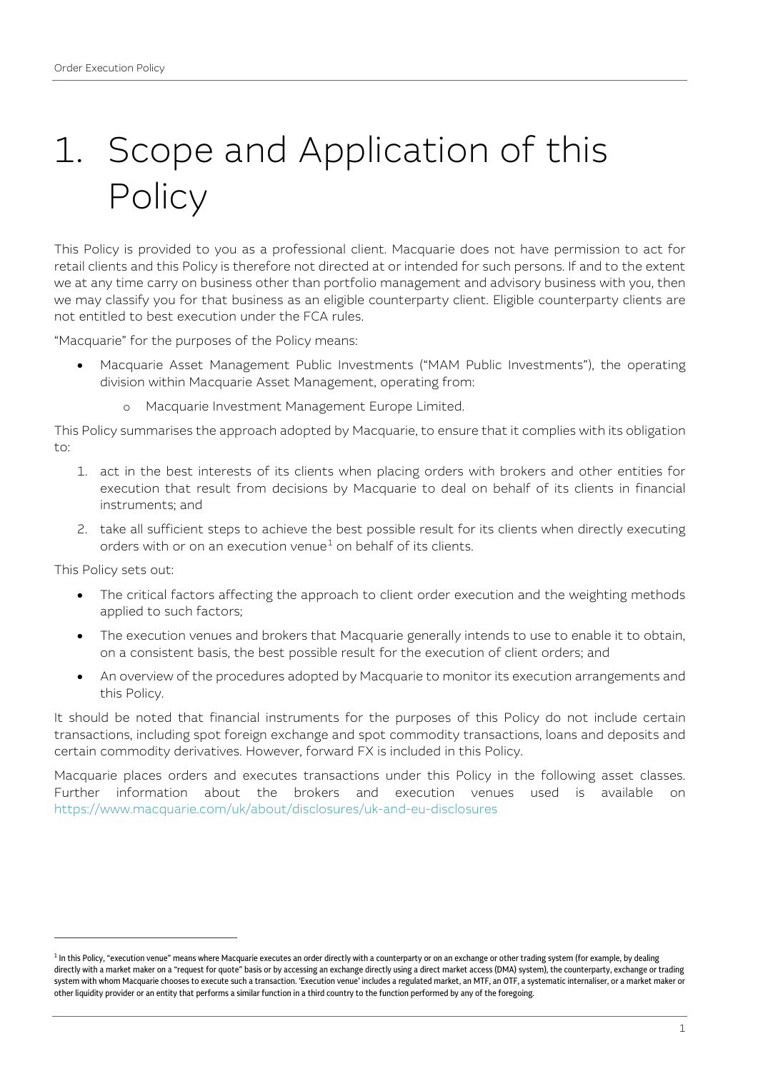# 1. Scope and Application of this Policy

This Policy is provided to you as a professional client. Macquarie does not have permission to act for retail clients and this Policy is therefore not directed at or intended for such persons. If and to the extent we at any time carry on business other than portfolio management and advisory business with you, then we may classify you for that business as an eligible counterparty client. Eligible counterparty clients are not entitled to best execution under the FCA rules.

"Macquarie" for the purposes of the Policy means:

- Macquarie Asset Management Public Investments ("MAM Public Investments"), the operating division within Macquarie Asset Management, operating from:
  - Macquarie Investment Management Europe Limited.

This Policy summarises the approach adopted by Macquarie, to ensure that it complies with its obligation to:

1. act in the best interests of its clients when placing orders with brokers and other entities for execution that result from decisions by Macquarie to deal on behalf of its clients in financial instruments; and
2. take all sufficient steps to achieve the best possible result for its clients when directly executing orders with or on an execution venue[1] on behalf of its clients.

This Policy sets out:

- The critical factors affecting the approach to client order execution and the weighting methods applied to such factors;
- The execution venues and brokers that Macquarie generally intends to use to enable it to obtain, on a consistent basis, the best possible result for the execution of client orders; and
- An overview of the procedures adopted by Macquarie to monitor its execution arrangements and this Policy.

It should be noted that financial instruments for the purposes of this Policy do not include certain transactions, including spot foreign exchange and spot commodity transactions, loans and deposits and certain commodity derivatives. However, forward FX is included in this Policy.

Macquarie places orders and executes transactions under this Policy in the following asset classes. Further information about the brokers and execution venues used is available on https://www.macquarie.com/uk/about/disclosures/uk-and-eu-disclosures

[1] In this Policy, "execution venue" means where Macquarie executes an order directly with a counterparty or on an exchange or other trading system (for example, by dealing directly with a market maker on a "request for quote" basis or by accessing an exchange directly using a direct market access (DMA) system), the counterparty, exchange or trading system with whom Macquarie chooses to execute such a transaction. 'Execution venue' includes a regulated market, an MTF, an OTF, a systematic internaliser, or a market maker or other liquidity provider or an entity that performs a similar function in a third country to the function performed by any of the foregoing.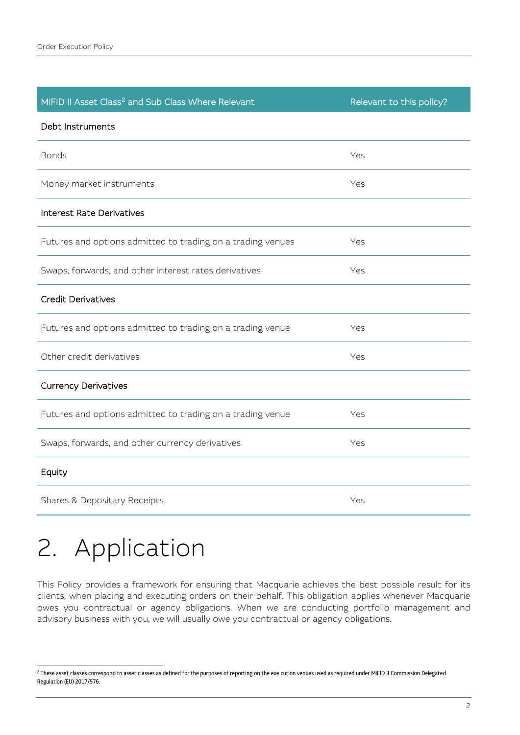| MiFID II Asset Class[2] and Sub Class Where Relevant | Relevant to this policy? |
|---|---|
| Debt Instruments | |
| Bonds | Yes |
| Money market instruments | Yes |
| Interest Rate Derivatives | |
| Futures and options admitted to trading on a trading venues | Yes |
| Swaps, forwards, and other interest rates derivatives | Yes |
| Credit Derivatives | |
| Futures and options admitted to trading on a trading venue | Yes |
| Other credit derivatives | Yes |
| Currency Derivatives | |
| Futures and options admitted to trading on a trading venue | Yes |
| Swaps, forwards, and other currency derivatives | Yes |
| Equity | |
| Shares & Depositary Receipts | Yes |

# 2. Application

This Policy provides a framework for ensuring that Macquarie achieves the best possible result for its clients, when placing and executing orders on their behalf. This obligation applies whenever Macquarie owes you contractual or agency obligations. When we are conducting portfolio management and advisory business with you, we will usually owe you contractual or agency obligations.

[2] These asset classes correspond to asset classes as defined for the purposes of reporting on the exe cution venues used as required under MiFID II Commission Delegated Regulation (EU) 2017/576.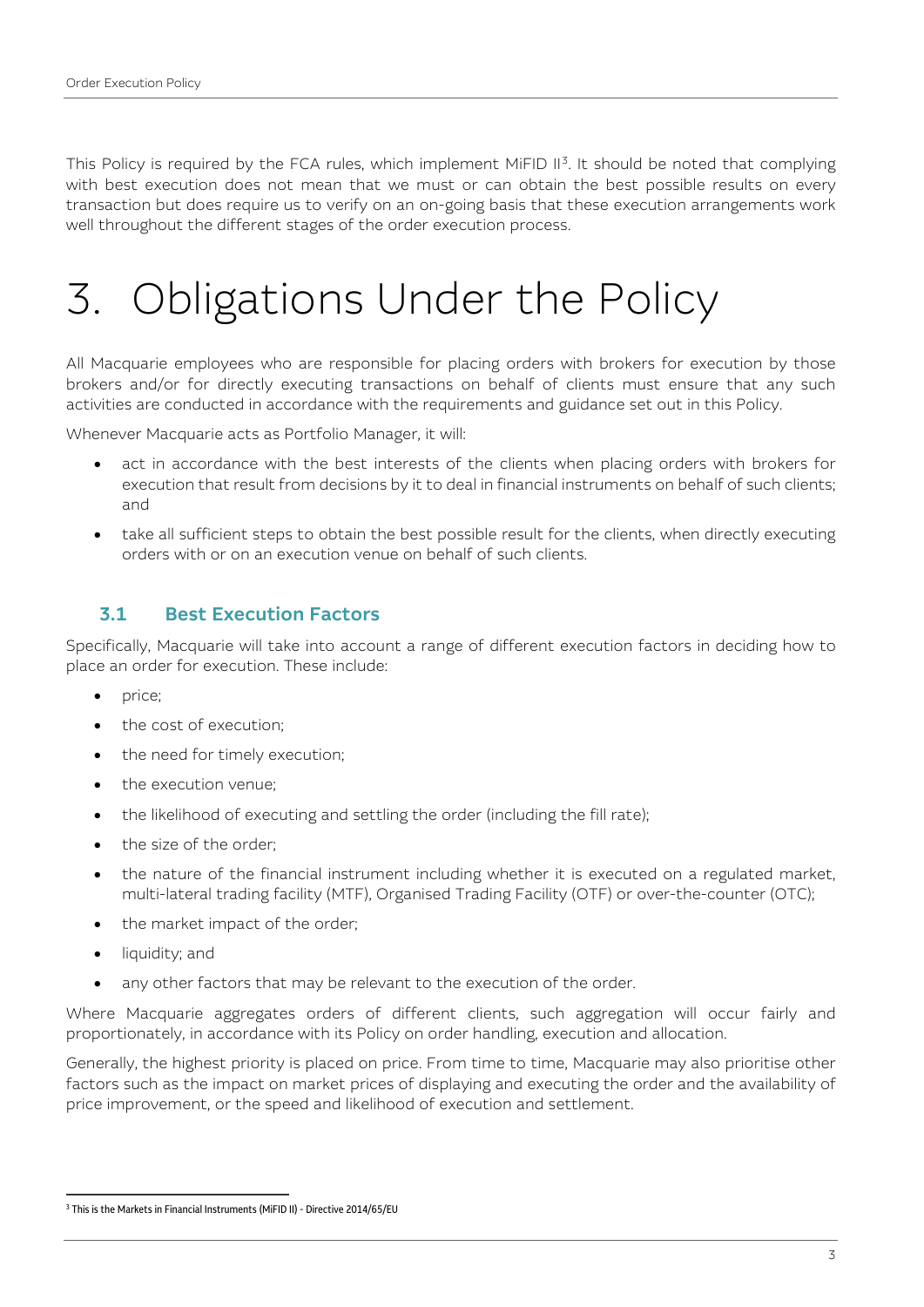This Policy is required by the FCA rules, which implement MiFID II[3]. It should be noted that complying with best execution does not mean that we must or can obtain the best possible results on every transaction but does require us to verify on an on-going basis that these execution arrangements work well throughout the different stages of the order execution process.

# 3. Obligations Under the Policy

All Macquarie employees who are responsible for placing orders with brokers for execution by those brokers and/or for directly executing transactions on behalf of clients must ensure that any such activities are conducted in accordance with the requirements and guidance set out in this Policy.

Whenever Macquarie acts as Portfolio Manager, it will:

- act in accordance with the best interests of the clients when placing orders with brokers for execution that result from decisions by it to deal in financial instruments on behalf of such clients; and
- take all sufficient steps to obtain the best possible result for the clients, when directly executing orders with or on an execution venue on behalf of such clients.

## 3.1 Best Execution Factors

Specifically, Macquarie will take into account a range of different execution factors in deciding how to place an order for execution. These include:

- price;
- the cost of execution;
- the need for timely execution;
- the execution venue;
- the likelihood of executing and settling the order (including the fill rate);
- the size of the order;
- the nature of the financial instrument including whether it is executed on a regulated market, multi-lateral trading facility (MTF), Organised Trading Facility (OTF) or over-the-counter (OTC);
- the market impact of the order;
- liquidity; and
- any other factors that may be relevant to the execution of the order.

Where Macquarie aggregates orders of different clients, such aggregation will occur fairly and proportionately, in accordance with its Policy on order handling, execution and allocation.

Generally, the highest priority is placed on price. From time to time, Macquarie may also prioritise other factors such as the impact on market prices of displaying and executing the order and the availability of price improvement, or the speed and likelihood of execution and settlement.

[3] This is the Markets in Financial Instruments (MiFID II) - Directive 2014/65/EU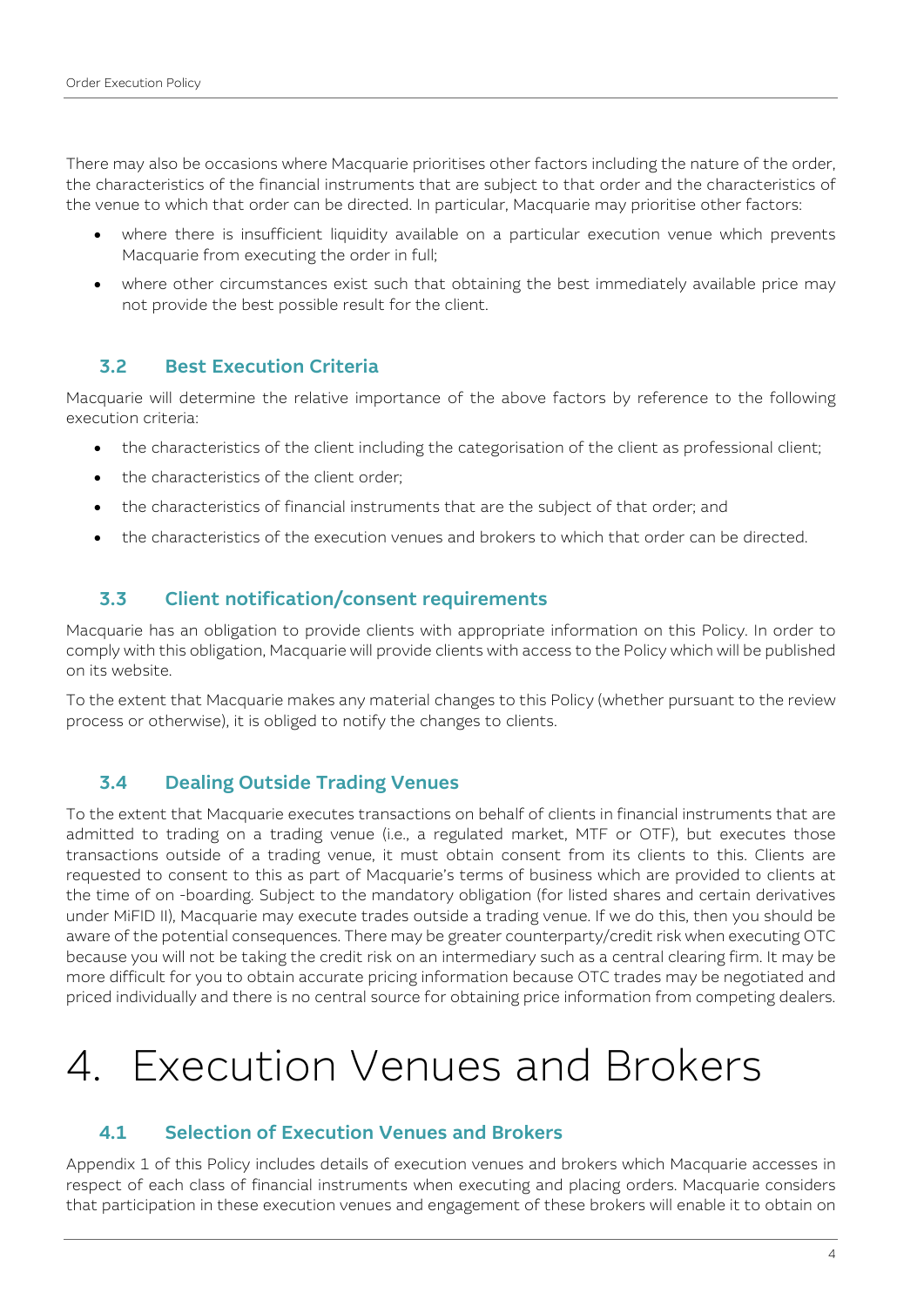There may also be occasions where Macquarie prioritises other factors including the nature of the order, the characteristics of the financial instruments that are subject to that order and the characteristics of the venue to which that order can be directed. In particular, Macquarie may prioritise other factors:

- where there is insufficient liquidity available on a particular execution venue which prevents Macquarie from executing the order in full;
- where other circumstances exist such that obtaining the best immediately available price may not provide the best possible result for the client.

### 3.2 Best Execution Criteria

Macquarie will determine the relative importance of the above factors by reference to the following execution criteria:

- the characteristics of the client including the categorisation of the client as professional client;
- the characteristics of the client order;
- the characteristics of financial instruments that are the subject of that order; and
- the characteristics of the execution venues and brokers to which that order can be directed.

### 3.3 Client notification/consent requirements

Macquarie has an obligation to provide clients with appropriate information on this Policy. In order to comply with this obligation, Macquarie will provide clients with access to the Policy which will be published on its website.

To the extent that Macquarie makes any material changes to this Policy (whether pursuant to the review process or otherwise), it is obliged to notify the changes to clients.

### 3.4 Dealing Outside Trading Venues

To the extent that Macquarie executes transactions on behalf of clients in financial instruments that are admitted to trading on a trading venue (i.e., a regulated market, MTF or OTF), but executes those transactions outside of a trading venue, it must obtain consent from its clients to this. Clients are requested to consent to this as part of Macquarie's terms of business which are provided to clients at the time of on -boarding. Subject to the mandatory obligation (for listed shares and certain derivatives under MiFID II), Macquarie may execute trades outside a trading venue. If we do this, then you should be aware of the potential consequences. There may be greater counterparty/credit risk when executing OTC because you will not be taking the credit risk on an intermediary such as a central clearing firm. It may be more difficult for you to obtain accurate pricing information because OTC trades may be negotiated and priced individually and there is no central source for obtaining price information from competing dealers.

# 4. Execution Venues and Brokers

### 4.1 Selection of Execution Venues and Brokers

Appendix 1 of this Policy includes details of execution venues and brokers which Macquarie accesses in respect of each class of financial instruments when executing and placing orders. Macquarie considers that participation in these execution venues and engagement of these brokers will enable it to obtain on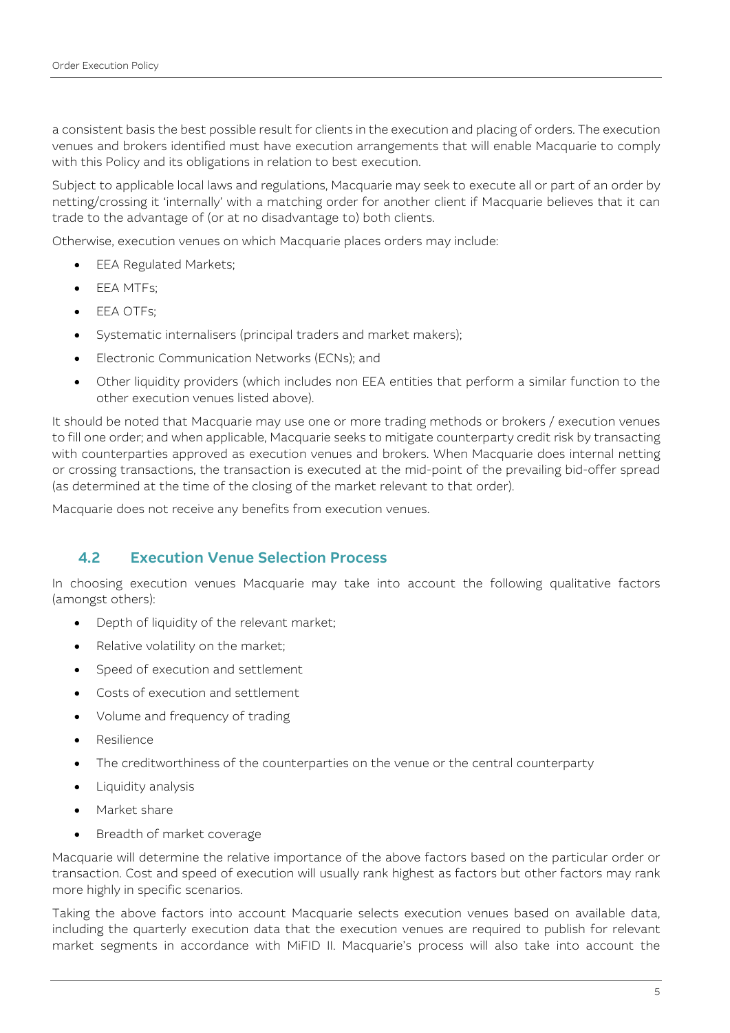a consistent basis the best possible result for clients in the execution and placing of orders. The execution venues and brokers identified must have execution arrangements that will enable Macquarie to comply with this Policy and its obligations in relation to best execution.

Subject to applicable local laws and regulations, Macquarie may seek to execute all or part of an order by netting/crossing it 'internally' with a matching order for another client if Macquarie believes that it can trade to the advantage of (or at no disadvantage to) both clients.

Otherwise, execution venues on which Macquarie places orders may include:

- EEA Regulated Markets;
- EEA MTFs;
- EEA OTFs;
- Systematic internalisers (principal traders and market makers);
- Electronic Communication Networks (ECNs); and
- Other liquidity providers (which includes non EEA entities that perform a similar function to the other execution venues listed above).

It should be noted that Macquarie may use one or more trading methods or brokers / execution venues to fill one order; and when applicable, Macquarie seeks to mitigate counterparty credit risk by transacting with counterparties approved as execution venues and brokers. When Macquarie does internal netting or crossing transactions, the transaction is executed at the mid-point of the prevailing bid-offer spread (as determined at the time of the closing of the market relevant to that order).

Macquarie does not receive any benefits from execution venues.

## 4.2 Execution Venue Selection Process

In choosing execution venues Macquarie may take into account the following qualitative factors (amongst others):

- Depth of liquidity of the relevant market;
- Relative volatility on the market;
- Speed of execution and settlement
- Costs of execution and settlement
- Volume and frequency of trading
- Resilience
- The creditworthiness of the counterparties on the venue or the central counterparty
- Liquidity analysis
- Market share
- Breadth of market coverage

Macquarie will determine the relative importance of the above factors based on the particular order or transaction. Cost and speed of execution will usually rank highest as factors but other factors may rank more highly in specific scenarios.

Taking the above factors into account Macquarie selects execution venues based on available data, including the quarterly execution data that the execution venues are required to publish for relevant market segments in accordance with MiFID II. Macquarie's process will also take into account the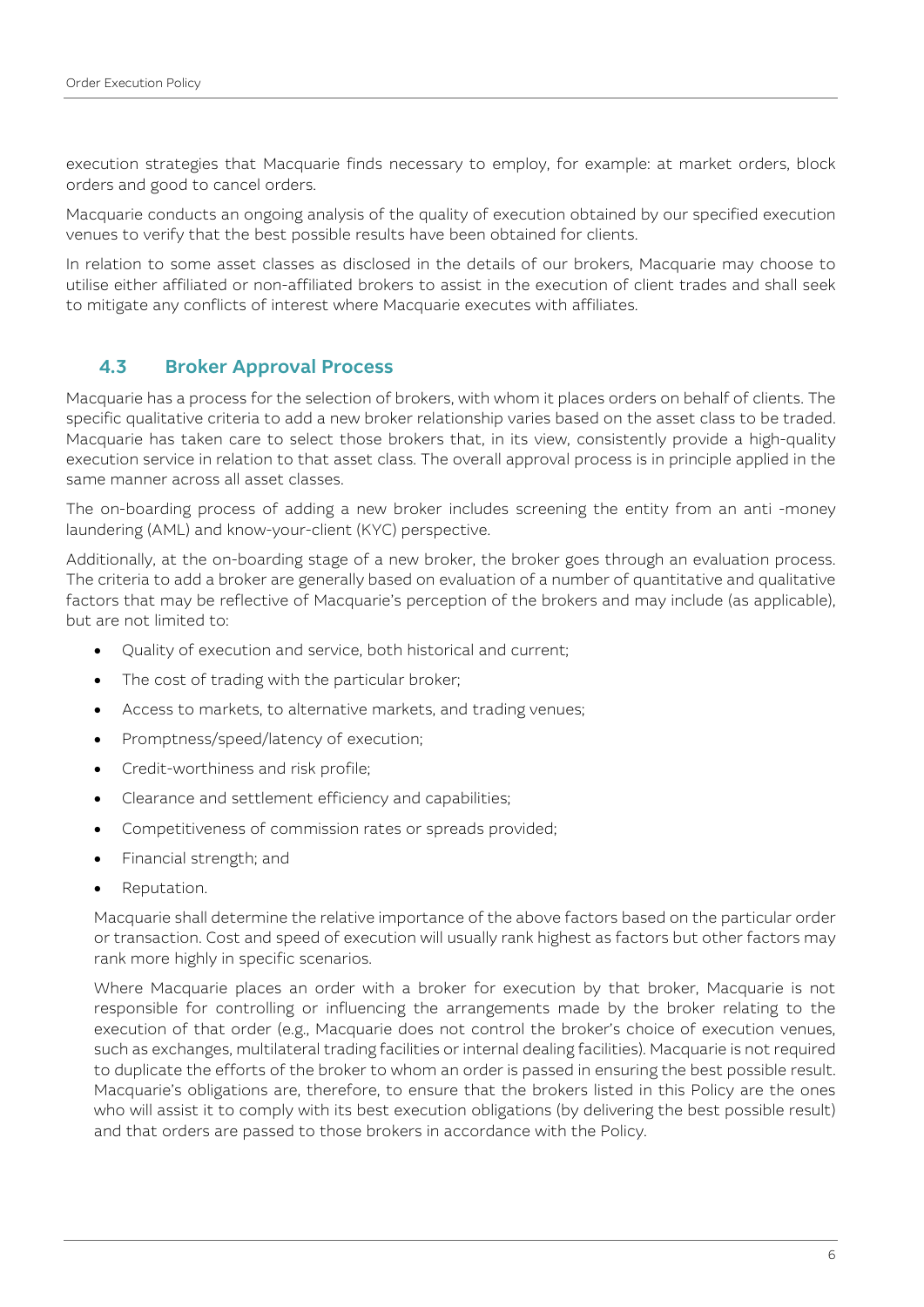execution strategies that Macquarie finds necessary to employ, for example: at market orders, block orders and good to cancel orders.

Macquarie conducts an ongoing analysis of the quality of execution obtained by our specified execution venues to verify that the best possible results have been obtained for clients.

In relation to some asset classes as disclosed in the details of our brokers, Macquarie may choose to utilise either affiliated or non-affiliated brokers to assist in the execution of client trades and shall seek to mitigate any conflicts of interest where Macquarie executes with affiliates.

## 4.3 Broker Approval Process

Macquarie has a process for the selection of brokers, with whom it places orders on behalf of clients. The specific qualitative criteria to add a new broker relationship varies based on the asset class to be traded. Macquarie has taken care to select those brokers that, in its view, consistently provide a high-quality execution service in relation to that asset class. The overall approval process is in principle applied in the same manner across all asset classes.

The on-boarding process of adding a new broker includes screening the entity from an anti -money laundering (AML) and know-your-client (KYC) perspective.

Additionally, at the on-boarding stage of a new broker, the broker goes through an evaluation process. The criteria to add a broker are generally based on evaluation of a number of quantitative and qualitative factors that may be reflective of Macquarie's perception of the brokers and may include (as applicable), but are not limited to:

- Quality of execution and service, both historical and current;
- The cost of trading with the particular broker;
- Access to markets, to alternative markets, and trading venues;
- Promptness/speed/latency of execution;
- Credit-worthiness and risk profile;
- Clearance and settlement efficiency and capabilities;
- Competitiveness of commission rates or spreads provided;
- Financial strength; and
- Reputation.

Macquarie shall determine the relative importance of the above factors based on the particular order or transaction. Cost and speed of execution will usually rank highest as factors but other factors may rank more highly in specific scenarios.

Where Macquarie places an order with a broker for execution by that broker, Macquarie is not responsible for controlling or influencing the arrangements made by the broker relating to the execution of that order (e.g., Macquarie does not control the broker's choice of execution venues, such as exchanges, multilateral trading facilities or internal dealing facilities). Macquarie is not required to duplicate the efforts of the broker to whom an order is passed in ensuring the best possible result. Macquarie's obligations are, therefore, to ensure that the brokers listed in this Policy are the ones who will assist it to comply with its best execution obligations (by delivering the best possible result) and that orders are passed to those brokers in accordance with the Policy.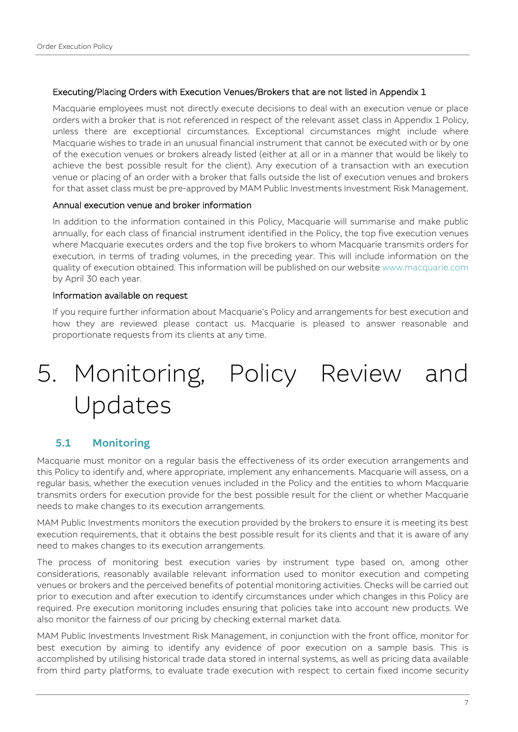### Executing/Placing Orders with Execution Venues/Brokers that are not listed in Appendix 1

Macquarie employees must not directly execute decisions to deal with an execution venue or place orders with a broker that is not referenced in respect of the relevant asset class in Appendix 1 Policy, unless there are exceptional circumstances. Exceptional circumstances might include where Macquarie wishes to trade in an unusual financial instrument that cannot be executed with or by one of the execution venues or brokers already listed (either at all or in a manner that would be likely to achieve the best possible result for the client). Any execution of a transaction with an execution venue or placing of an order with a broker that falls outside the list of execution venues and brokers for that asset class must be pre-approved by MAM Public Investments Investment Risk Management.

### Annual execution venue and broker information

In addition to the information contained in this Policy, Macquarie will summarise and make public annually, for each class of financial instrument identified in the Policy, the top five execution venues where Macquarie executes orders and the top five brokers to whom Macquarie transmits orders for execution, in terms of trading volumes, in the preceding year. This will include information on the quality of execution obtained. This information will be published on our website www.macquarie.com by April 30 each year.

### Information available on request

If you require further information about Macquarie's Policy and arrangements for best execution and how they are reviewed please contact us. Macquarie is pleased to answer reasonable and proportionate requests from its clients at any time.

# 5. Monitoring, Policy Review and Updates

## 5.1 Monitoring

Macquarie must monitor on a regular basis the effectiveness of its order execution arrangements and this Policy to identify and, where appropriate, implement any enhancements. Macquarie will assess, on a regular basis, whether the execution venues included in the Policy and the entities to whom Macquarie transmits orders for execution provide for the best possible result for the client or whether Macquarie needs to make changes to its execution arrangements.

MAM Public Investments monitors the execution provided by the brokers to ensure it is meeting its best execution requirements, that it obtains the best possible result for its clients and that it is aware of any need to makes changes to its execution arrangements.

The process of monitoring best execution varies by instrument type based on, among other considerations, reasonably available relevant information used to monitor execution and competing venues or brokers and the perceived benefits of potential monitoring activities. Checks will be carried out prior to execution and after execution to identify circumstances under which changes in this Policy are required. Pre execution monitoring includes ensuring that policies take into account new products. We also monitor the fairness of our pricing by checking external market data.

MAM Public Investments Investment Risk Management, in conjunction with the front office, monitor for best execution by aiming to identify any evidence of poor execution on a sample basis. This is accomplished by utilising historical trade data stored in internal systems, as well as pricing data available from third party platforms, to evaluate trade execution with respect to certain fixed income security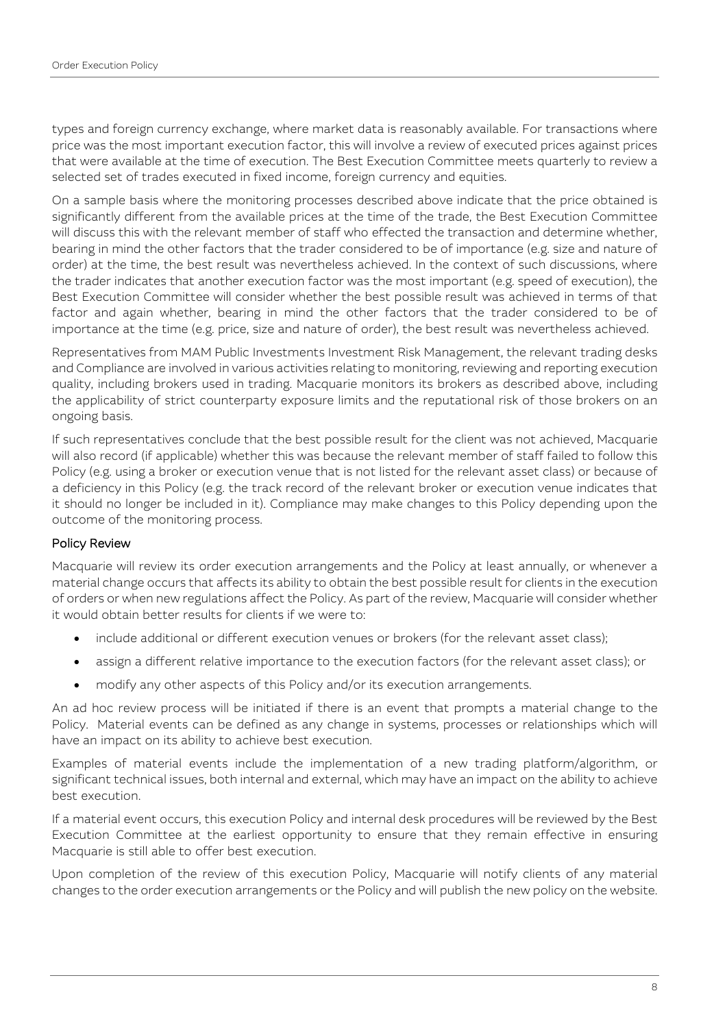types and foreign currency exchange, where market data is reasonably available. For transactions where price was the most important execution factor, this will involve a review of executed prices against prices that were available at the time of execution. The Best Execution Committee meets quarterly to review a selected set of trades executed in fixed income, foreign currency and equities.

On a sample basis where the monitoring processes described above indicate that the price obtained is significantly different from the available prices at the time of the trade, the Best Execution Committee will discuss this with the relevant member of staff who effected the transaction and determine whether, bearing in mind the other factors that the trader considered to be of importance (e.g. size and nature of order) at the time, the best result was nevertheless achieved. In the context of such discussions, where the trader indicates that another execution factor was the most important (e.g. speed of execution), the Best Execution Committee will consider whether the best possible result was achieved in terms of that factor and again whether, bearing in mind the other factors that the trader considered to be of importance at the time (e.g. price, size and nature of order), the best result was nevertheless achieved.

Representatives from MAM Public Investments Investment Risk Management, the relevant trading desks and Compliance are involved in various activities relating to monitoring, reviewing and reporting execution quality, including brokers used in trading. Macquarie monitors its brokers as described above, including the applicability of strict counterparty exposure limits and the reputational risk of those brokers on an ongoing basis.

If such representatives conclude that the best possible result for the client was not achieved, Macquarie will also record (if applicable) whether this was because the relevant member of staff failed to follow this Policy (e.g. using a broker or execution venue that is not listed for the relevant asset class) or because of a deficiency in this Policy (e.g. the track record of the relevant broker or execution venue indicates that it should no longer be included in it). Compliance may make changes to this Policy depending upon the outcome of the monitoring process.

### Policy Review

Macquarie will review its order execution arrangements and the Policy at least annually, or whenever a material change occurs that affects its ability to obtain the best possible result for clients in the execution of orders or when new regulations affect the Policy. As part of the review, Macquarie will consider whether it would obtain better results for clients if we were to:

- include additional or different execution venues or brokers (for the relevant asset class);
- assign a different relative importance to the execution factors (for the relevant asset class); or
- modify any other aspects of this Policy and/or its execution arrangements.

An ad hoc review process will be initiated if there is an event that prompts a material change to the Policy. Material events can be defined as any change in systems, processes or relationships which will have an impact on its ability to achieve best execution.

Examples of material events include the implementation of a new trading platform/algorithm, or significant technical issues, both internal and external, which may have an impact on the ability to achieve best execution.

If a material event occurs, this execution Policy and internal desk procedures will be reviewed by the Best Execution Committee at the earliest opportunity to ensure that they remain effective in ensuring Macquarie is still able to offer best execution.

Upon completion of the review of this execution Policy, Macquarie will notify clients of any material changes to the order execution arrangements or the Policy and will publish the new policy on the website.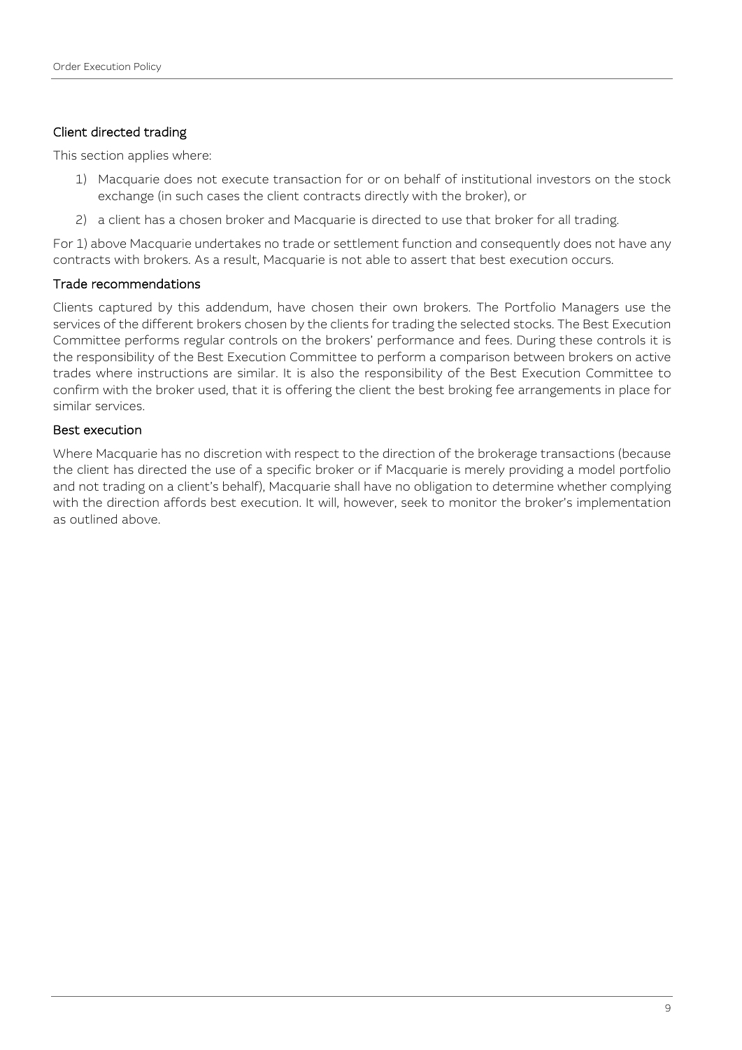### Client directed trading

This section applies where:

1) Macquarie does not execute transaction for or on behalf of institutional investors on the stock exchange (in such cases the client contracts directly with the broker), or
2) a client has a chosen broker and Macquarie is directed to use that broker for all trading.

For 1) above Macquarie undertakes no trade or settlement function and consequently does not have any contracts with brokers. As a result, Macquarie is not able to assert that best execution occurs.

### Trade recommendations

Clients captured by this addendum, have chosen their own brokers. The Portfolio Managers use the services of the different brokers chosen by the clients for trading the selected stocks. The Best Execution Committee performs regular controls on the brokers' performance and fees. During these controls it is the responsibility of the Best Execution Committee to perform a comparison between brokers on active trades where instructions are similar. It is also the responsibility of the Best Execution Committee to confirm with the broker used, that it is offering the client the best broking fee arrangements in place for similar services.

### Best execution

Where Macquarie has no discretion with respect to the direction of the brokerage transactions (because the client has directed the use of a specific broker or if Macquarie is merely providing a model portfolio and not trading on a client's behalf), Macquarie shall have no obligation to determine whether complying with the direction affords best execution. It will, however, seek to monitor the broker's implementation as outlined above.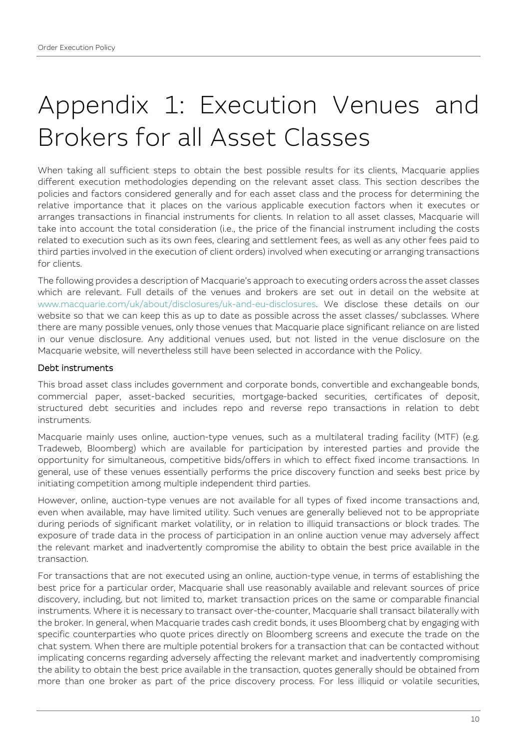# Appendix 1: Execution Venues and Brokers for all Asset Classes

When taking all sufficient steps to obtain the best possible results for its clients, Macquarie applies different execution methodologies depending on the relevant asset class. This section describes the policies and factors considered generally and for each asset class and the process for determining the relative importance that it places on the various applicable execution factors when it executes or arranges transactions in financial instruments for clients. In relation to all asset classes, Macquarie will take into account the total consideration (i.e., the price of the financial instrument including the costs related to execution such as its own fees, clearing and settlement fees, as well as any other fees paid to third parties involved in the execution of client orders) involved when executing or arranging transactions for clients.

The following provides a description of Macquarie's approach to executing orders across the asset classes which are relevant. Full details of the venues and brokers are set out in detail on the website at www.macquarie.com/uk/about/disclosures/uk-and-eu-disclosures. We disclose these details on our website so that we can keep this as up to date as possible across the asset classes/ subclasses. Where there are many possible venues, only those venues that Macquarie place significant reliance on are listed in our venue disclosure. Any additional venues used, but not listed in the venue disclosure on the Macquarie website, will nevertheless still have been selected in accordance with the Policy.

### Debt instruments

This broad asset class includes government and corporate bonds, convertible and exchangeable bonds, commercial paper, asset-backed securities, mortgage-backed securities, certificates of deposit, structured debt securities and includes repo and reverse repo transactions in relation to debt instruments.

Macquarie mainly uses online, auction-type venues, such as a multilateral trading facility (MTF) (e.g. Tradeweb, Bloomberg) which are available for participation by interested parties and provide the opportunity for simultaneous, competitive bids/offers in which to effect fixed income transactions. In general, use of these venues essentially performs the price discovery function and seeks best price by initiating competition among multiple independent third parties.

However, online, auction-type venues are not available for all types of fixed income transactions and, even when available, may have limited utility. Such venues are generally believed not to be appropriate during periods of significant market volatility, or in relation to illiquid transactions or block trades. The exposure of trade data in the process of participation in an online auction venue may adversely affect the relevant market and inadvertently compromise the ability to obtain the best price available in the transaction.

For transactions that are not executed using an online, auction-type venue, in terms of establishing the best price for a particular order, Macquarie shall use reasonably available and relevant sources of price discovery, including, but not limited to, market transaction prices on the same or comparable financial instruments. Where it is necessary to transact over-the-counter, Macquarie shall transact bilaterally with the broker. In general, when Macquarie trades cash credit bonds, it uses Bloomberg chat by engaging with specific counterparties who quote prices directly on Bloomberg screens and execute the trade on the chat system. When there are multiple potential brokers for a transaction that can be contacted without implicating concerns regarding adversely affecting the relevant market and inadvertently compromising the ability to obtain the best price available in the transaction, quotes generally should be obtained from more than one broker as part of the price discovery process. For less illiquid or volatile securities,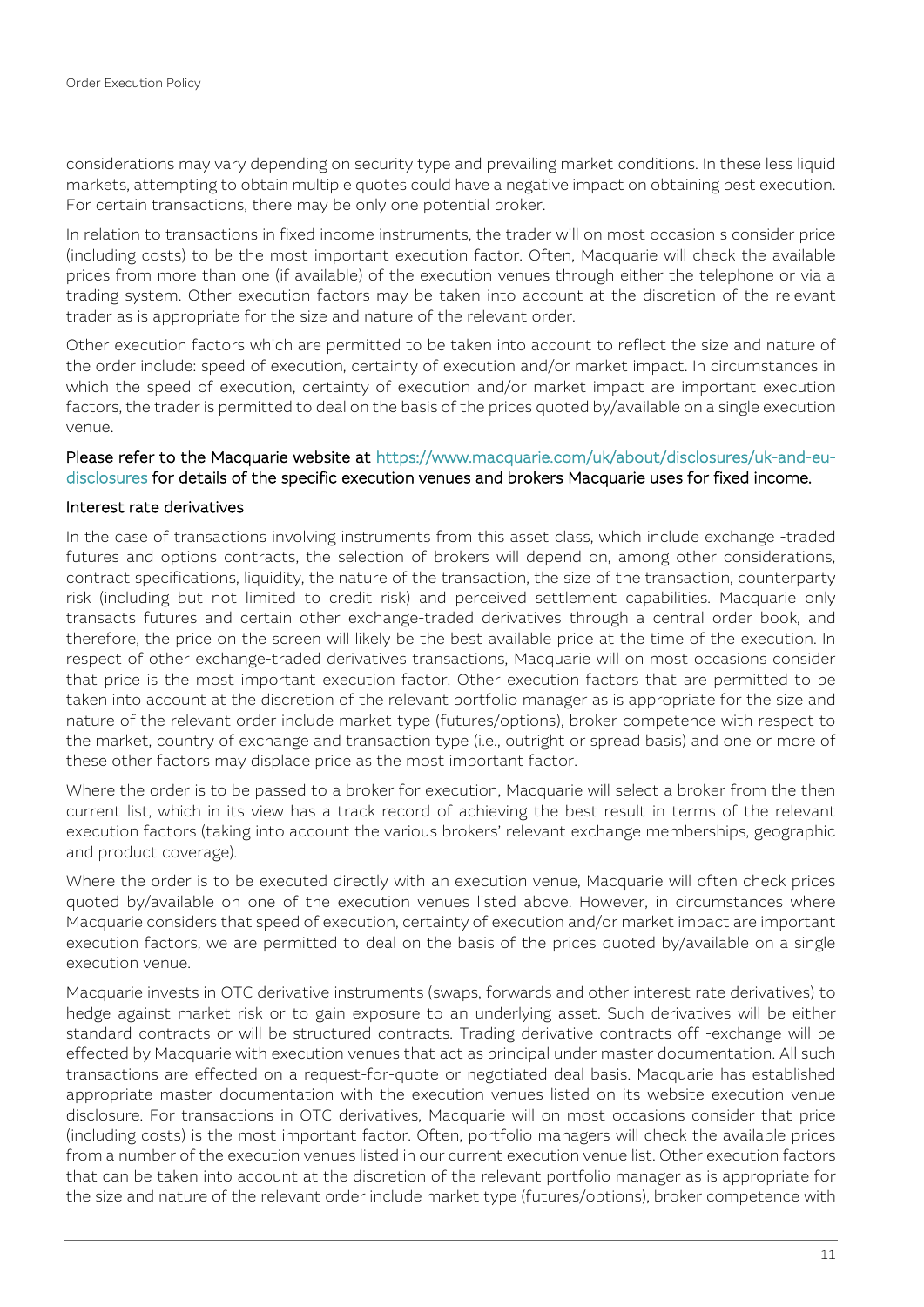considerations may vary depending on security type and prevailing market conditions. In these less liquid markets, attempting to obtain multiple quotes could have a negative impact on obtaining best execution. For certain transactions, there may be only one potential broker.

In relation to transactions in fixed income instruments, the trader will on most occasion s consider price (including costs) to be the most important execution factor. Often, Macquarie will check the available prices from more than one (if available) of the execution venues through either the telephone or via a trading system. Other execution factors may be taken into account at the discretion of the relevant trader as is appropriate for the size and nature of the relevant order.

Other execution factors which are permitted to be taken into account to reflect the size and nature of the order include: speed of execution, certainty of execution and/or market impact. In circumstances in which the speed of execution, certainty of execution and/or market impact are important execution factors, the trader is permitted to deal on the basis of the prices quoted by/available on a single execution venue.

Please refer to the Macquarie website at https://www.macquarie.com/uk/about/disclosures/uk-and-eu-disclosures for details of the specific execution venues and brokers Macquarie uses for fixed income.

### Interest rate derivatives

In the case of transactions involving instruments from this asset class, which include exchange -traded futures and options contracts, the selection of brokers will depend on, among other considerations, contract specifications, liquidity, the nature of the transaction, the size of the transaction, counterparty risk (including but not limited to credit risk) and perceived settlement capabilities. Macquarie only transacts futures and certain other exchange-traded derivatives through a central order book, and therefore, the price on the screen will likely be the best available price at the time of the execution. In respect of other exchange-traded derivatives transactions, Macquarie will on most occasions consider that price is the most important execution factor. Other execution factors that are permitted to be taken into account at the discretion of the relevant portfolio manager as is appropriate for the size and nature of the relevant order include market type (futures/options), broker competence with respect to the market, country of exchange and transaction type (i.e., outright or spread basis) and one or more of these other factors may displace price as the most important factor.

Where the order is to be passed to a broker for execution, Macquarie will select a broker from the then current list, which in its view has a track record of achieving the best result in terms of the relevant execution factors (taking into account the various brokers' relevant exchange memberships, geographic and product coverage).

Where the order is to be executed directly with an execution venue, Macquarie will often check prices quoted by/available on one of the execution venues listed above. However, in circumstances where Macquarie considers that speed of execution, certainty of execution and/or market impact are important execution factors, we are permitted to deal on the basis of the prices quoted by/available on a single execution venue.

Macquarie invests in OTC derivative instruments (swaps, forwards and other interest rate derivatives) to hedge against market risk or to gain exposure to an underlying asset. Such derivatives will be either standard contracts or will be structured contracts. Trading derivative contracts off -exchange will be effected by Macquarie with execution venues that act as principal under master documentation. All such transactions are effected on a request-for-quote or negotiated deal basis. Macquarie has established appropriate master documentation with the execution venues listed on its website execution venue disclosure. For transactions in OTC derivatives, Macquarie will on most occasions consider that price (including costs) is the most important factor. Often, portfolio managers will check the available prices from a number of the execution venues listed in our current execution venue list. Other execution factors that can be taken into account at the discretion of the relevant portfolio manager as is appropriate for the size and nature of the relevant order include market type (futures/options), broker competence with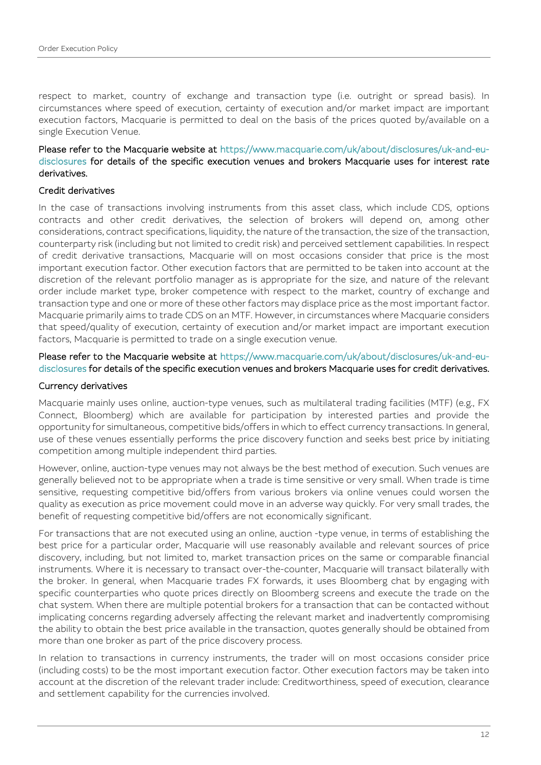respect to market, country of exchange and transaction type (i.e. outright or spread basis). In circumstances where speed of execution, certainty of execution and/or market impact are important execution factors, Macquarie is permitted to deal on the basis of the prices quoted by/available on a single Execution Venue.

Please refer to the Macquarie website at https://www.macquarie.com/uk/about/disclosures/uk-and-eu-disclosures for details of the specific execution venues and brokers Macquarie uses for interest rate derivatives.

### Credit derivatives

In the case of transactions involving instruments from this asset class, which include CDS, options contracts and other credit derivatives, the selection of brokers will depend on, among other considerations, contract specifications, liquidity, the nature of the transaction, the size of the transaction, counterparty risk (including but not limited to credit risk) and perceived settlement capabilities. In respect of credit derivative transactions, Macquarie will on most occasions consider that price is the most important execution factor. Other execution factors that are permitted to be taken into account at the discretion of the relevant portfolio manager as is appropriate for the size, and nature of the relevant order include market type, broker competence with respect to the market, country of exchange and transaction type and one or more of these other factors may displace price as the most important factor. Macquarie primarily aims to trade CDS on an MTF. However, in circumstances where Macquarie considers that speed/quality of execution, certainty of execution and/or market impact are important execution factors, Macquarie is permitted to trade on a single execution venue.

Please refer to the Macquarie website at https://www.macquarie.com/uk/about/disclosures/uk-and-eu-disclosures for details of the specific execution venues and brokers Macquarie uses for credit derivatives.

### Currency derivatives

Macquarie mainly uses online, auction-type venues, such as multilateral trading facilities (MTF) (e.g., FX Connect, Bloomberg) which are available for participation by interested parties and provide the opportunity for simultaneous, competitive bids/offers in which to effect currency transactions. In general, use of these venues essentially performs the price discovery function and seeks best price by initiating competition among multiple independent third parties.

However, online, auction-type venues may not always be the best method of execution. Such venues are generally believed not to be appropriate when a trade is time sensitive or very small. When trade is time sensitive, requesting competitive bid/offers from various brokers via online venues could worsen the quality as execution as price movement could move in an adverse way quickly. For very small trades, the benefit of requesting competitive bid/offers are not economically significant.

For transactions that are not executed using an online, auction -type venue, in terms of establishing the best price for a particular order, Macquarie will use reasonably available and relevant sources of price discovery, including, but not limited to, market transaction prices on the same or comparable financial instruments. Where it is necessary to transact over-the-counter, Macquarie will transact bilaterally with the broker. In general, when Macquarie trades FX forwards, it uses Bloomberg chat by engaging with specific counterparties who quote prices directly on Bloomberg screens and execute the trade on the chat system. When there are multiple potential brokers for a transaction that can be contacted without implicating concerns regarding adversely affecting the relevant market and inadvertently compromising the ability to obtain the best price available in the transaction, quotes generally should be obtained from more than one broker as part of the price discovery process.

In relation to transactions in currency instruments, the trader will on most occasions consider price (including costs) to be the most important execution factor. Other execution factors may be taken into account at the discretion of the relevant trader include: Creditworthiness, speed of execution, clearance and settlement capability for the currencies involved.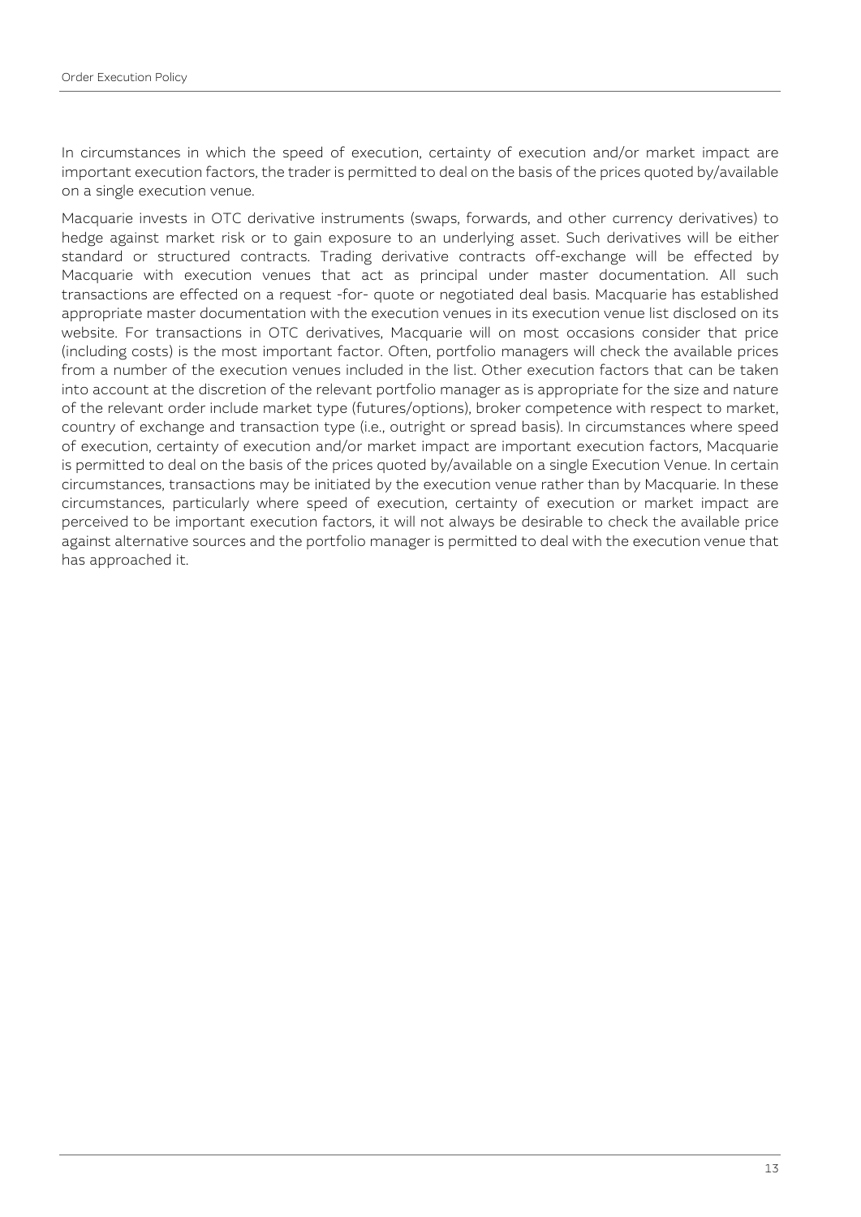In circumstances in which the speed of execution, certainty of execution and/or market impact are important execution factors, the trader is permitted to deal on the basis of the prices quoted by/available on a single execution venue.

Macquarie invests in OTC derivative instruments (swaps, forwards, and other currency derivatives) to hedge against market risk or to gain exposure to an underlying asset. Such derivatives will be either standard or structured contracts. Trading derivative contracts off-exchange will be effected by Macquarie with execution venues that act as principal under master documentation. All such transactions are effected on a request -for- quote or negotiated deal basis. Macquarie has established appropriate master documentation with the execution venues in its execution venue list disclosed on its website. For transactions in OTC derivatives, Macquarie will on most occasions consider that price (including costs) is the most important factor. Often, portfolio managers will check the available prices from a number of the execution venues included in the list. Other execution factors that can be taken into account at the discretion of the relevant portfolio manager as is appropriate for the size and nature of the relevant order include market type (futures/options), broker competence with respect to market, country of exchange and transaction type (i.e., outright or spread basis). In circumstances where speed of execution, certainty of execution and/or market impact are important execution factors, Macquarie is permitted to deal on the basis of the prices quoted by/available on a single Execution Venue. In certain circumstances, transactions may be initiated by the execution venue rather than by Macquarie. In these circumstances, particularly where speed of execution, certainty of execution or market impact are perceived to be important execution factors, it will not always be desirable to check the available price against alternative sources and the portfolio manager is permitted to deal with the execution venue that has approached it.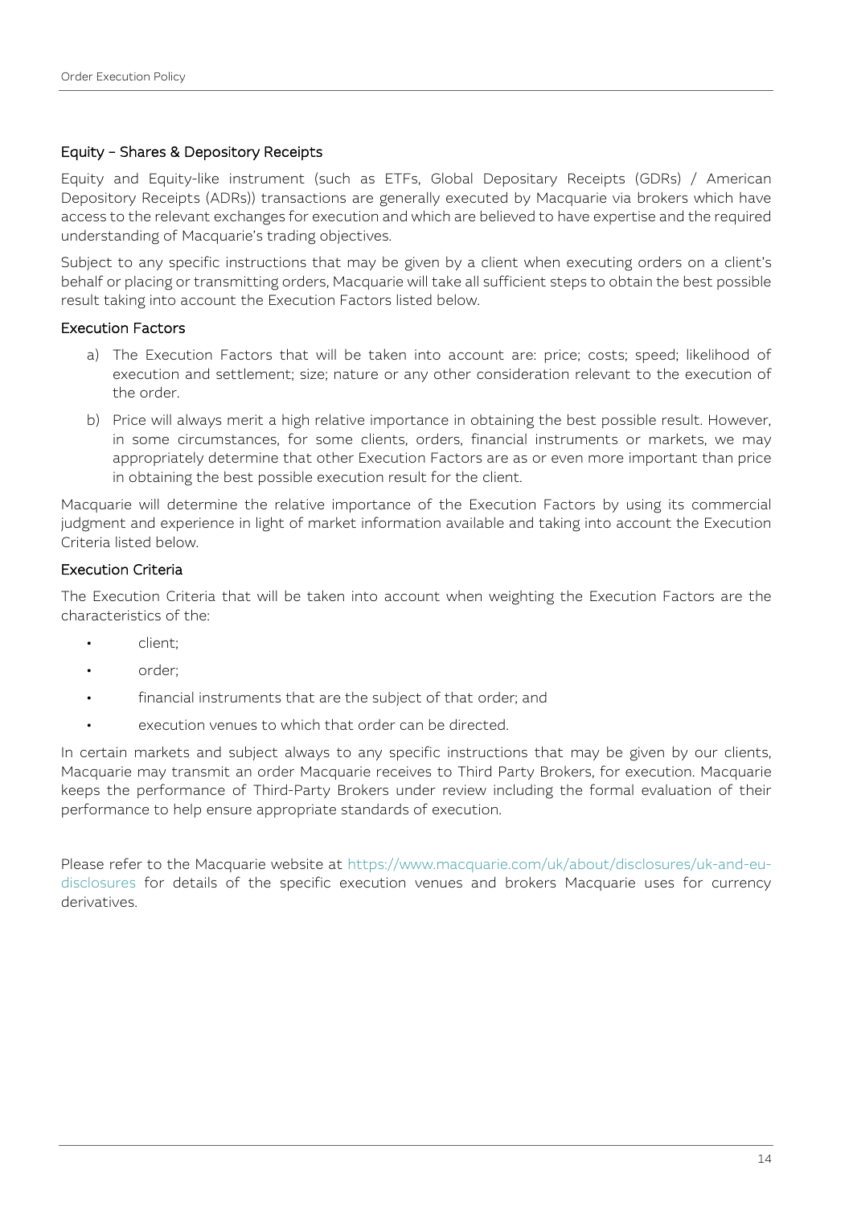## Equity – Shares & Depository Receipts

Equity and Equity-like instrument (such as ETFs, Global Depositary Receipts (GDRs) / American Depository Receipts (ADRs)) transactions are generally executed by Macquarie via brokers which have access to the relevant exchanges for execution and which are believed to have expertise and the required understanding of Macquarie's trading objectives.

Subject to any specific instructions that may be given by a client when executing orders on a client's behalf or placing or transmitting orders, Macquarie will take all sufficient steps to obtain the best possible result taking into account the Execution Factors listed below.

### Execution Factors

a) The Execution Factors that will be taken into account are: price; costs; speed; likelihood of execution and settlement; size; nature or any other consideration relevant to the execution of the order.

b) Price will always merit a high relative importance in obtaining the best possible result. However, in some circumstances, for some clients, orders, financial instruments or markets, we may appropriately determine that other Execution Factors are as or even more important than price in obtaining the best possible execution result for the client.

Macquarie will determine the relative importance of the Execution Factors by using its commercial judgment and experience in light of market information available and taking into account the Execution Criteria listed below.

### Execution Criteria

The Execution Criteria that will be taken into account when weighting the Execution Factors are the characteristics of the:

- client;
- order;
- financial instruments that are the subject of that order; and
- execution venues to which that order can be directed.

In certain markets and subject always to any specific instructions that may be given by our clients, Macquarie may transmit an order Macquarie receives to Third Party Brokers, for execution. Macquarie keeps the performance of Third-Party Brokers under review including the formal evaluation of their performance to help ensure appropriate standards of execution.

Please refer to the Macquarie website at https://www.macquarie.com/uk/about/disclosures/uk-and-eu-disclosures for details of the specific execution venues and brokers Macquarie uses for currency derivatives.